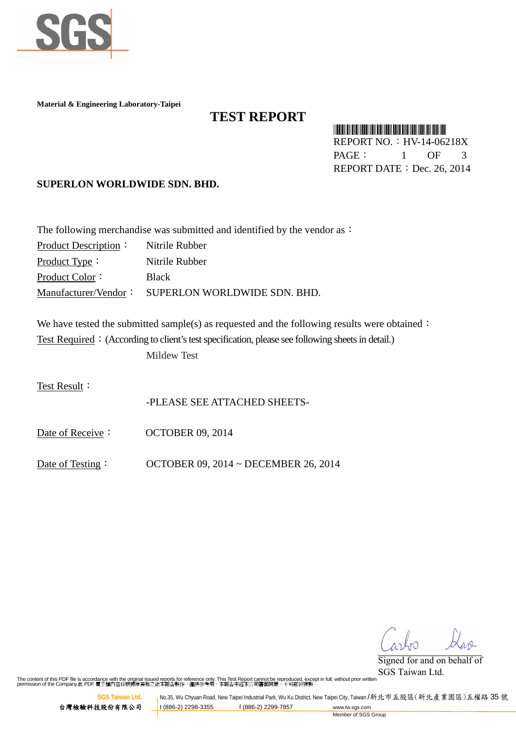**Material & Engineering Laboratory-Taipei**

# TEST REPORT

REPORT NO.：HV-14-06218X
PAGE： 1 OF 3
REPORT DATE：Dec. 26, 2014

**SUPERLON WORLDWIDE SDN. BHD.**

The following merchandise was submitted and identified by the vendor as：

Product Description： Nitrile Rubber
Product Type： Nitrile Rubber
Product Color： Black
Manufacturer/Vendor： SUPERLON WORLDWIDE SDN. BHD.

We have tested the submitted sample(s) as requested and the following results were obtained：

Test Required：(According to client's test specification, please see following sheets in detail.)

Mildew Test

Test Result：

-PLEASE SEE ATTACHED SHEETS-

Date of Receive： OCTOBER 09, 2014

Date of Testing： OCTOBER 09, 2014 ~ DECEMBER 26, 2014

Signed for and on behalf of
SGS Taiwan Ltd.

The content of this PDF file is accordance with the original issued reports for reference only. This Test Report cannot be reproduced, except in full, without prior written permission of the Company.此 PDF 電子檔內容係根據原簽發之紙本報告製作，僅供參考用，本報告未經本公司書面同意，不可部份複製。

SGS Taiwan Ltd. 台灣檢驗科技股份有限公司 | No.35, Wu Chyuan Road, New Taipei Industrial Park, Wu Ku District, New Taipei City, Taiwan /新北市五股區(新北產業園區)五權路 35 號
t (886-2) 2298-3355 f (886-2) 2299-7857 www.tw.sgs.com
Member of SGS Group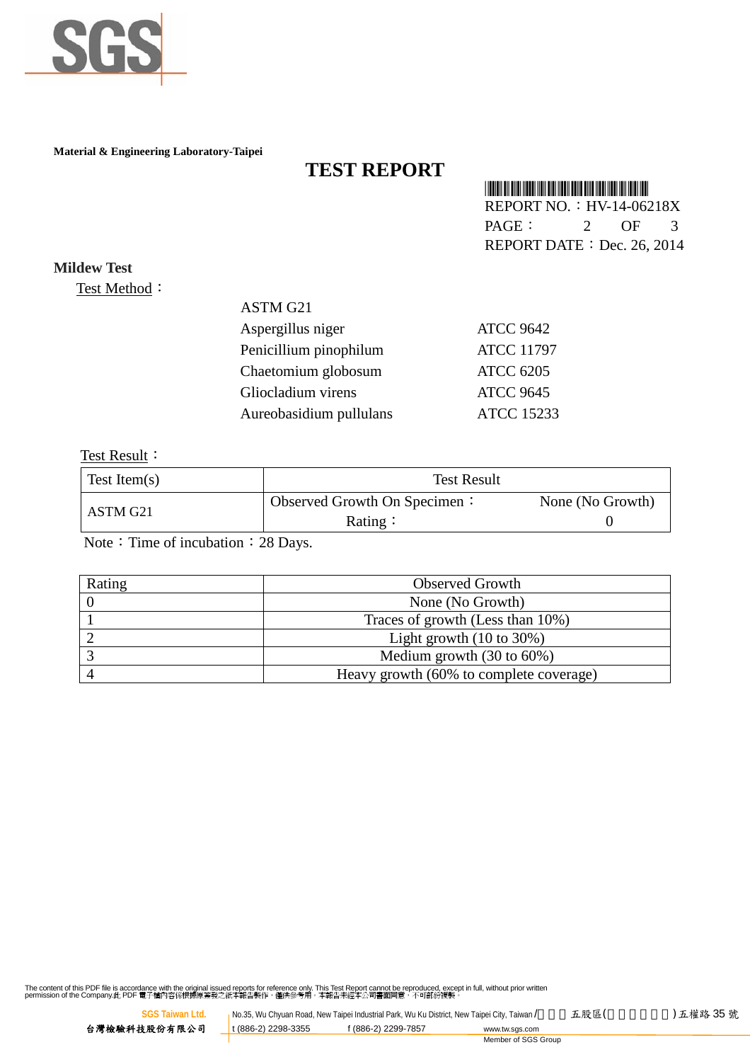Material & Engineering Laboratory-Taipei

# TEST REPORT

REPORT NO.：HV-14-06218X
PAGE： 2 OF 3
REPORT DATE：Dec. 26, 2014

## Mildew Test

Test Method：

ASTM G21

| | |
|---|---|
| Aspergillus niger | ATCC 9642 |
| Penicillium pinophilum | ATCC 11797 |
| Chaetomium globosum | ATCC 6205 |
| Gliocladium virens | ATCC 9645 |
| Aureobasidium pullulans | ATCC 15233 |

Test Result：

| Test Item(s) | Test Result | |
|---|---|---|
| ASTM G21 | Observed Growth On Specimen： | None (No Growth) |
| | Rating： | 0 |

Note：Time of incubation：28 Days.

| Rating | Observed Growth |
|---|---|
| 0 | None (No Growth) |
| 1 | Traces of growth (Less than 10%) |
| 2 | Light growth (10 to 30%) |
| 3 | Medium growth (30 to 60%) |
| 4 | Heavy growth (60% to complete coverage) |

The content of this PDF file is accordance with the original issued reports for reference only. This Test Report cannot be reproduced, except in full, without prior written permission of the Company.此 PDF 電子檔內容係根據原簽發之紙本報告製作，僅供參考用，本報告未經本公司書面同意，不可部份複製。

SGS Taiwan Ltd. 台灣檢驗科技股份有限公司 | No.35, Wu Chyuan Road, New Taipei Industrial Park, Wu Ku District, New Taipei City, Taiwan /新北市五股區(新北產業園區)五權路 35 號 | t (886-2) 2298-3355 f (886-2) 2299-7857 www.tw.sgs.com

Member of SGS Group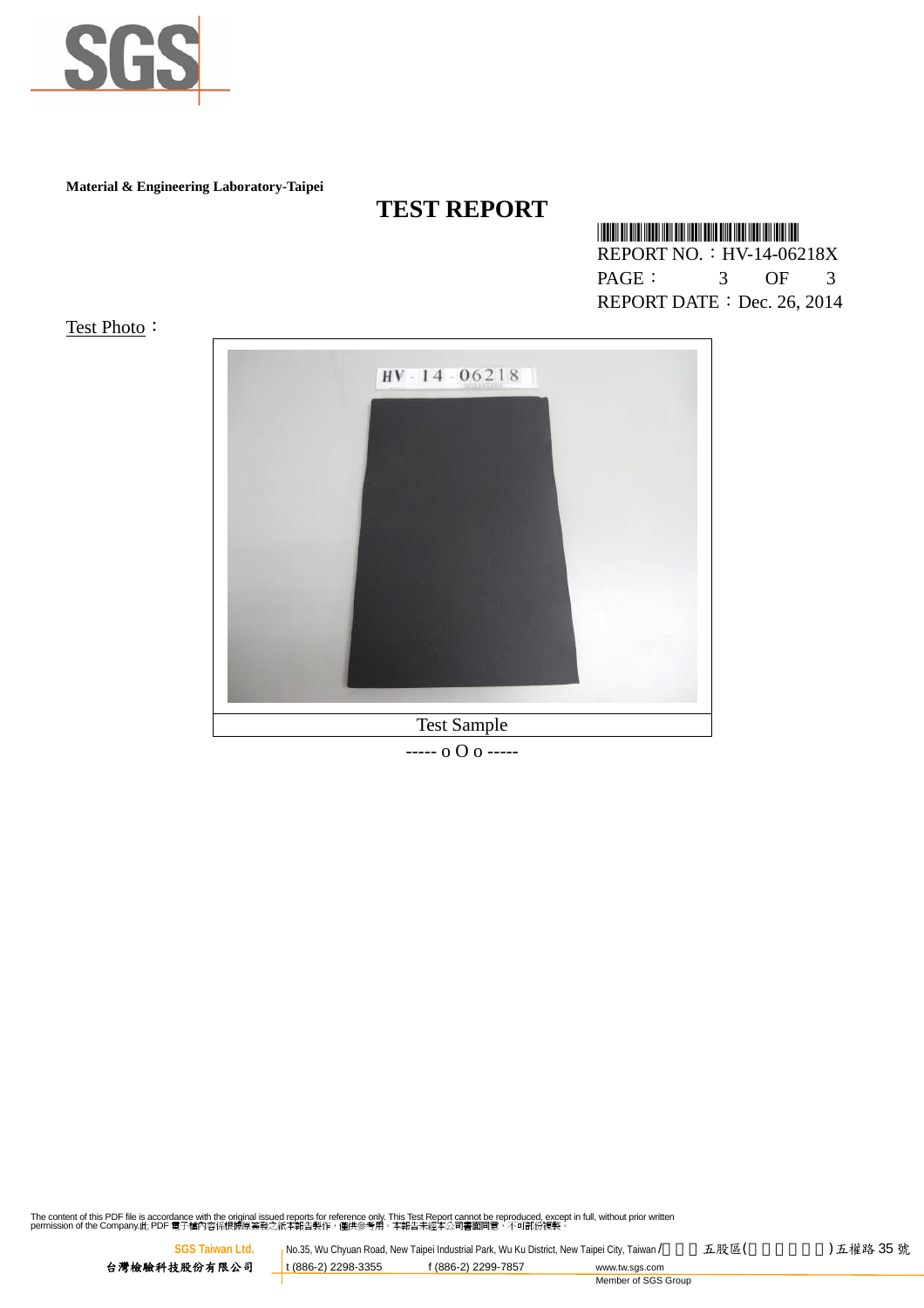**Material & Engineering Laboratory-Taipei**

# TEST REPORT

REPORT NO.：HV-14-06218X
PAGE： 3 OF 3
REPORT DATE：Dec. 26, 2014

Test Photo：

HV-14-06218

Test Sample

----- o O o -----